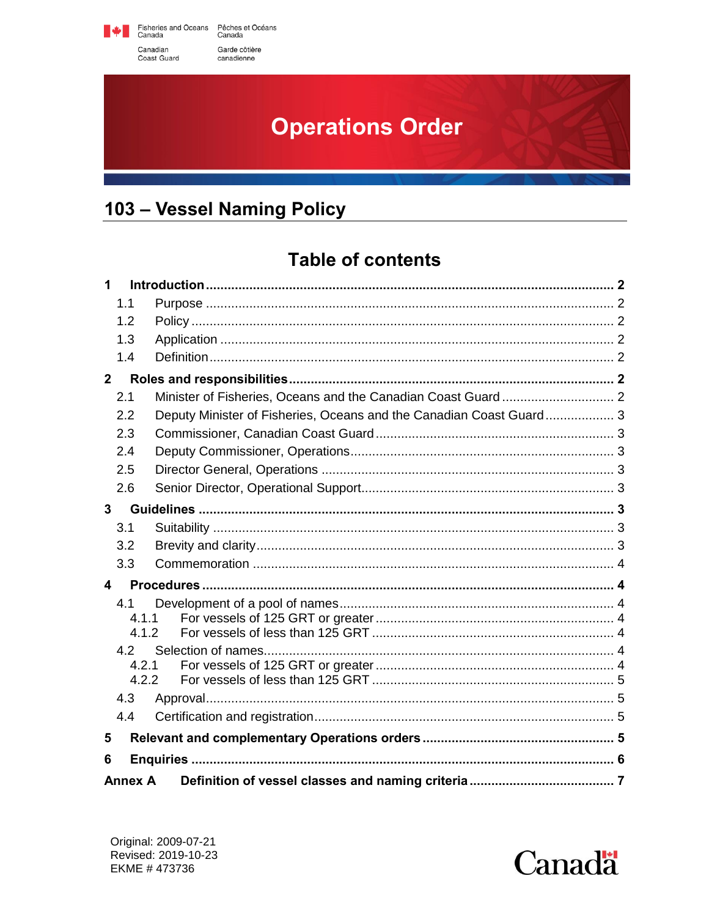Fisheries and Oceans Canada | Pêches et Océans Canada

Canadian Coast Guard | Garde côtière canadienne

# Operations Order

## 103 – Vessel Naming Policy

### Table of contents

**1 Introduction** ........ **2**

- 1.1 Purpose ........ 2
- 1.2 Policy ........ 2
- 1.3 Application ........ 2
- 1.4 Definition ........ 2

**2 Roles and responsibilities** ........ **2**

- 2.1 Minister of Fisheries, Oceans and the Canadian Coast Guard ........ 2
- 2.2 Deputy Minister of Fisheries, Oceans and the Canadian Coast Guard ........ 3
- 2.3 Commissioner, Canadian Coast Guard ........ 3
- 2.4 Deputy Commissioner, Operations ........ 3
- 2.5 Director General, Operations ........ 3
- 2.6 Senior Director, Operational Support ........ 3

**3 Guidelines** ........ **3**

- 3.1 Suitability ........ 3
- 3.2 Brevity and clarity ........ 3
- 3.3 Commemoration ........ 4

**4 Procedures** ........ **4**

- 4.1 Development of a pool of names ........ 4
  - 4.1.1 For vessels of 125 GRT or greater ........ 4
  - 4.1.2 For vessels of less than 125 GRT ........ 4
- 4.2 Selection of names ........ 4
  - 4.2.1 For vessels of 125 GRT or greater ........ 4
  - 4.2.2 For vessels of less than 125 GRT ........ 5
- 4.3 Approval ........ 5
- 4.4 Certification and registration ........ 5

**5 Relevant and complementary Operations orders** ........ **5**

**6 Enquiries** ........ **6**

**Annex A Definition of vessel classes and naming criteria** ........ **7**

Original: 2009-07-21
Revised: 2019-10-23
EKME # 473736

Canada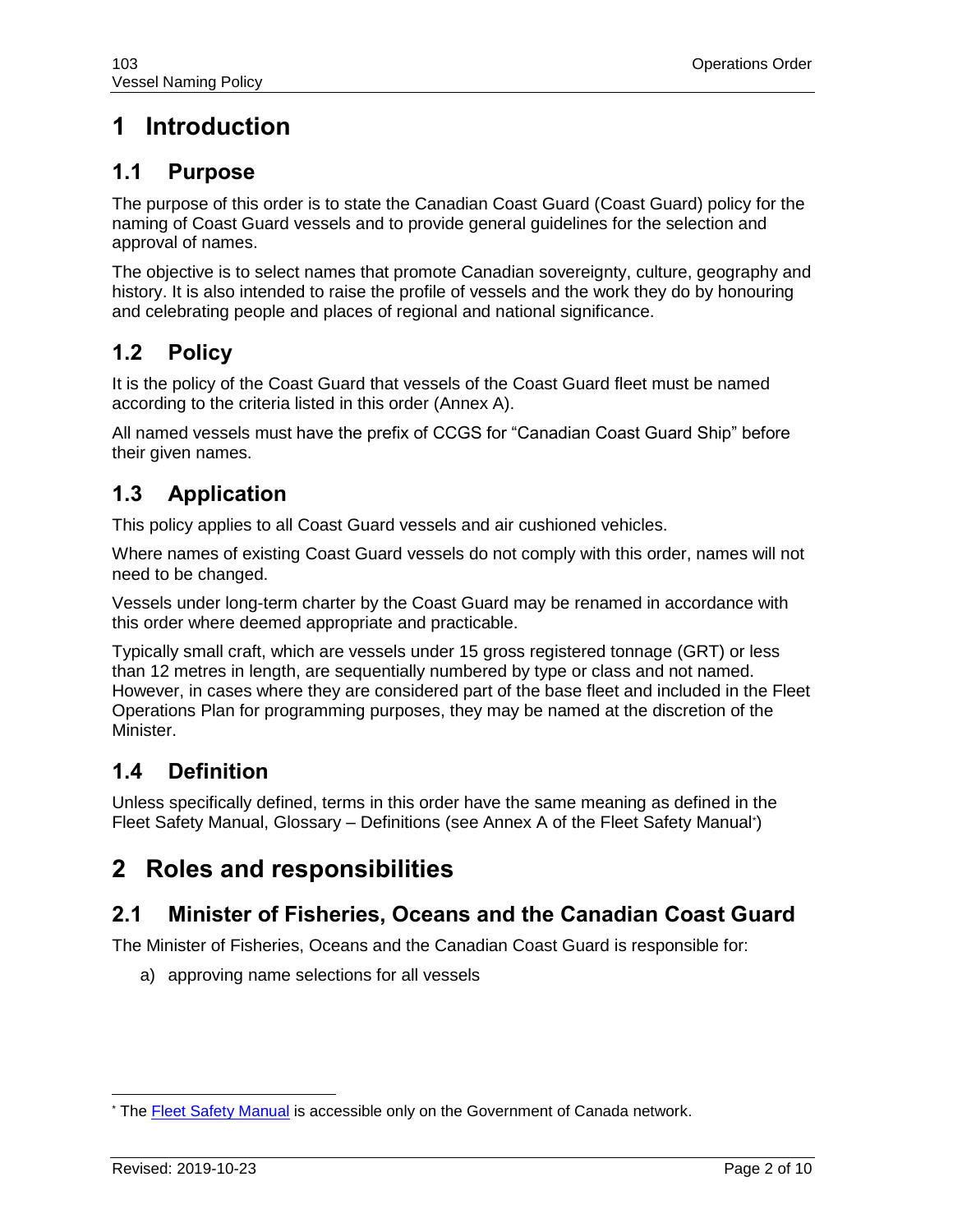# 1 Introduction

## 1.1 Purpose

The purpose of this order is to state the Canadian Coast Guard (Coast Guard) policy for the naming of Coast Guard vessels and to provide general guidelines for the selection and approval of names.

The objective is to select names that promote Canadian sovereignty, culture, geography and history. It is also intended to raise the profile of vessels and the work they do by honouring and celebrating people and places of regional and national significance.

## 1.2 Policy

It is the policy of the Coast Guard that vessels of the Coast Guard fleet must be named according to the criteria listed in this order (Annex A).

All named vessels must have the prefix of CCGS for "Canadian Coast Guard Ship" before their given names.

## 1.3 Application

This policy applies to all Coast Guard vessels and air cushioned vehicles.

Where names of existing Coast Guard vessels do not comply with this order, names will not need to be changed.

Vessels under long-term charter by the Coast Guard may be renamed in accordance with this order where deemed appropriate and practicable.

Typically small craft, which are vessels under 15 gross registered tonnage (GRT) or less than 12 metres in length, are sequentially numbered by type or class and not named. However, in cases where they are considered part of the base fleet and included in the Fleet Operations Plan for programming purposes, they may be named at the discretion of the Minister.

## 1.4 Definition

Unless specifically defined, terms in this order have the same meaning as defined in the Fleet Safety Manual, Glossary – Definitions (see Annex A of the Fleet Safety Manual*)

# 2 Roles and responsibilities

## 2.1 Minister of Fisheries, Oceans and the Canadian Coast Guard

The Minister of Fisheries, Oceans and the Canadian Coast Guard is responsible for:

a) approving name selections for all vessels

---

* The Fleet Safety Manual is accessible only on the Government of Canada network.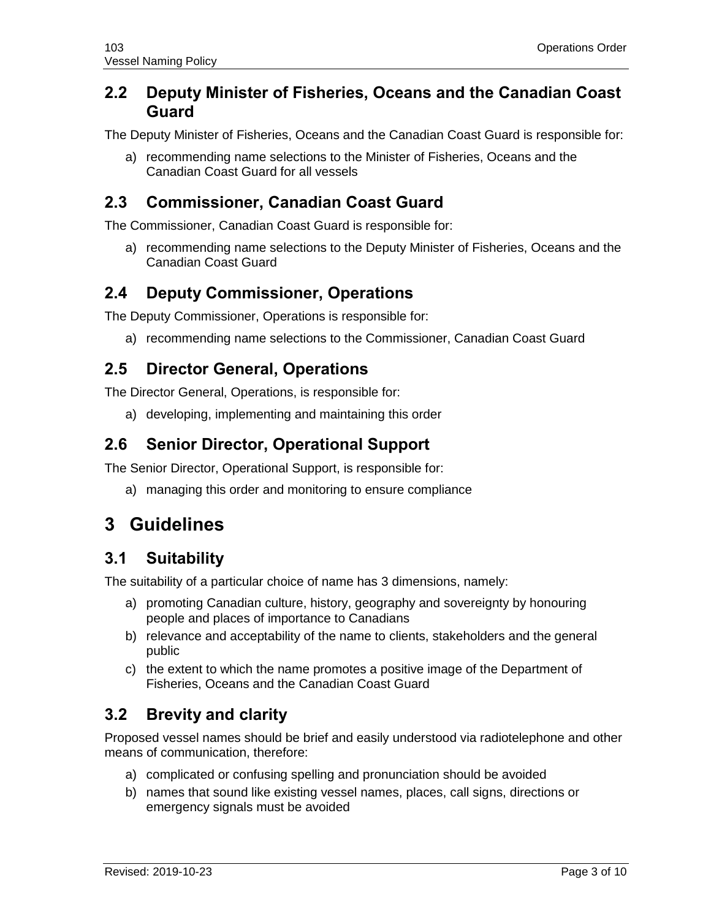## 2.2 Deputy Minister of Fisheries, Oceans and the Canadian Coast Guard

The Deputy Minister of Fisheries, Oceans and the Canadian Coast Guard is responsible for:

a) recommending name selections to the Minister of Fisheries, Oceans and the Canadian Coast Guard for all vessels

## 2.3 Commissioner, Canadian Coast Guard

The Commissioner, Canadian Coast Guard is responsible for:

a) recommending name selections to the Deputy Minister of Fisheries, Oceans and the Canadian Coast Guard

## 2.4 Deputy Commissioner, Operations

The Deputy Commissioner, Operations is responsible for:

a) recommending name selections to the Commissioner, Canadian Coast Guard

## 2.5 Director General, Operations

The Director General, Operations, is responsible for:

a) developing, implementing and maintaining this order

## 2.6 Senior Director, Operational Support

The Senior Director, Operational Support, is responsible for:

a) managing this order and monitoring to ensure compliance

# 3 Guidelines

## 3.1 Suitability

The suitability of a particular choice of name has 3 dimensions, namely:

a) promoting Canadian culture, history, geography and sovereignty by honouring people and places of importance to Canadians
b) relevance and acceptability of the name to clients, stakeholders and the general public
c) the extent to which the name promotes a positive image of the Department of Fisheries, Oceans and the Canadian Coast Guard

## 3.2 Brevity and clarity

Proposed vessel names should be brief and easily understood via radiotelephone and other means of communication, therefore:

a) complicated or confusing spelling and pronunciation should be avoided
b) names that sound like existing vessel names, places, call signs, directions or emergency signals must be avoided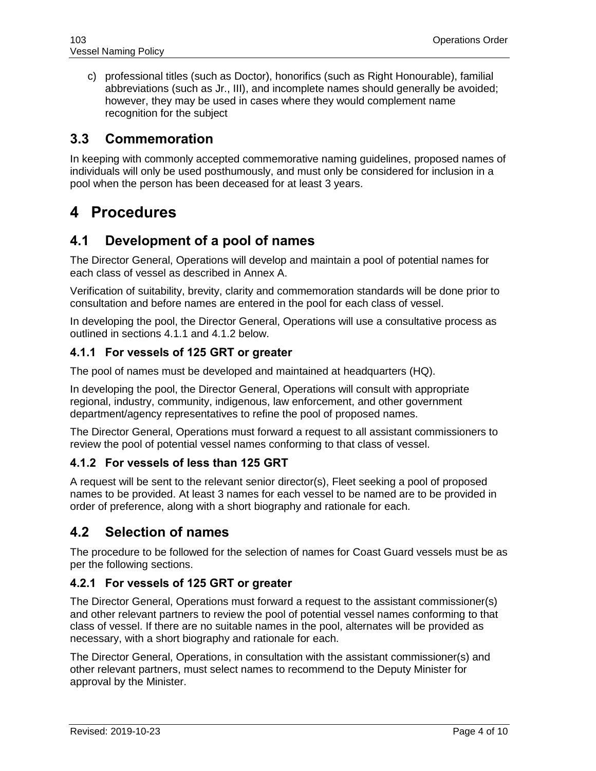c) professional titles (such as Doctor), honorifics (such as Right Honourable), familial abbreviations (such as Jr., III), and incomplete names should generally be avoided; however, they may be used in cases where they would complement name recognition for the subject

## 3.3 Commemoration

In keeping with commonly accepted commemorative naming guidelines, proposed names of individuals will only be used posthumously, and must only be considered for inclusion in a pool when the person has been deceased for at least 3 years.

# 4 Procedures

## 4.1 Development of a pool of names

The Director General, Operations will develop and maintain a pool of potential names for each class of vessel as described in Annex A.

Verification of suitability, brevity, clarity and commemoration standards will be done prior to consultation and before names are entered in the pool for each class of vessel.

In developing the pool, the Director General, Operations will use a consultative process as outlined in sections 4.1.1 and 4.1.2 below.

### 4.1.1 For vessels of 125 GRT or greater

The pool of names must be developed and maintained at headquarters (HQ).

In developing the pool, the Director General, Operations will consult with appropriate regional, industry, community, indigenous, law enforcement, and other government department/agency representatives to refine the pool of proposed names.

The Director General, Operations must forward a request to all assistant commissioners to review the pool of potential vessel names conforming to that class of vessel.

### 4.1.2 For vessels of less than 125 GRT

A request will be sent to the relevant senior director(s), Fleet seeking a pool of proposed names to be provided. At least 3 names for each vessel to be named are to be provided in order of preference, along with a short biography and rationale for each.

## 4.2 Selection of names

The procedure to be followed for the selection of names for Coast Guard vessels must be as per the following sections.

### 4.2.1 For vessels of 125 GRT or greater

The Director General, Operations must forward a request to the assistant commissioner(s) and other relevant partners to review the pool of potential vessel names conforming to that class of vessel. If there are no suitable names in the pool, alternates will be provided as necessary, with a short biography and rationale for each.

The Director General, Operations, in consultation with the assistant commissioner(s) and other relevant partners, must select names to recommend to the Deputy Minister for approval by the Minister.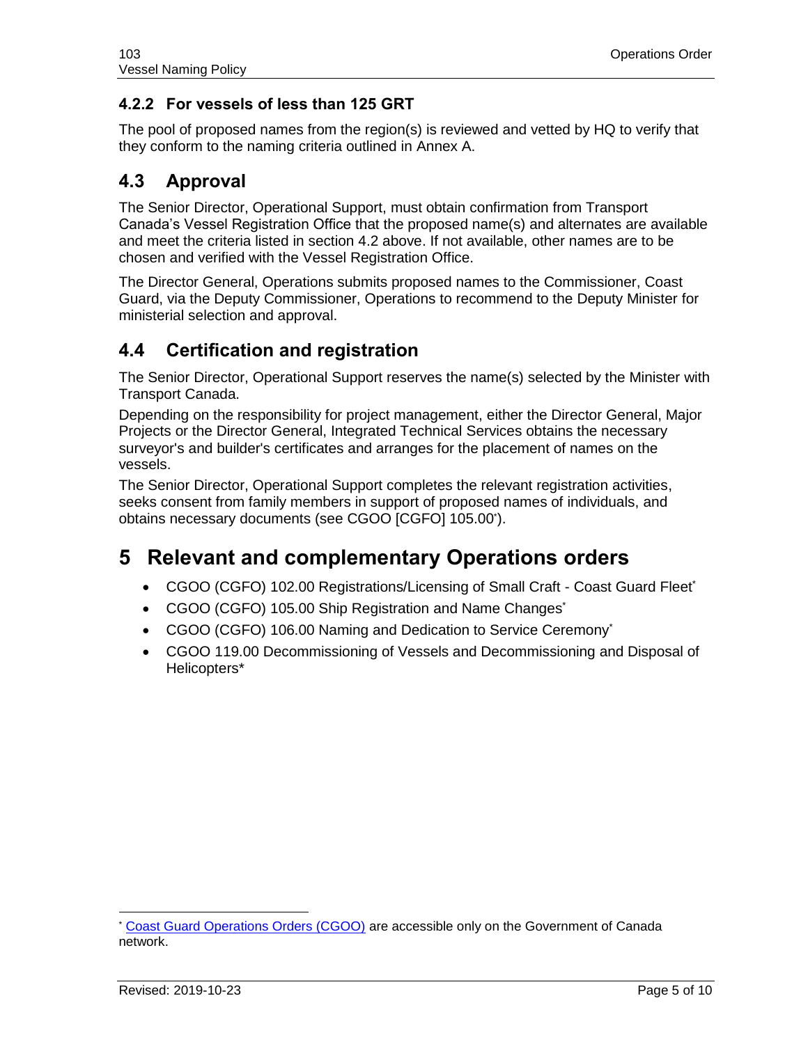### 4.2.2 For vessels of less than 125 GRT

The pool of proposed names from the region(s) is reviewed and vetted by HQ to verify that they conform to the naming criteria outlined in Annex A.

## 4.3 Approval

The Senior Director, Operational Support, must obtain confirmation from Transport Canada's Vessel Registration Office that the proposed name(s) and alternates are available and meet the criteria listed in section 4.2 above. If not available, other names are to be chosen and verified with the Vessel Registration Office.

The Director General, Operations submits proposed names to the Commissioner, Coast Guard, via the Deputy Commissioner, Operations to recommend to the Deputy Minister for ministerial selection and approval.

## 4.4 Certification and registration

The Senior Director, Operational Support reserves the name(s) selected by the Minister with Transport Canada.

Depending on the responsibility for project management, either the Director General, Major Projects or the Director General, Integrated Technical Services obtains the necessary surveyor's and builder's certificates and arranges for the placement of names on the vessels.

The Senior Director, Operational Support completes the relevant registration activities, seeks consent from family members in support of proposed names of individuals, and obtains necessary documents (see CGOO [CGFO] 105.00*).

# 5 Relevant and complementary Operations orders

- CGOO (CGFO) 102.00 Registrations/Licensing of Small Craft - Coast Guard Fleet*
- CGOO (CGFO) 105.00 Ship Registration and Name Changes*
- CGOO (CGFO) 106.00 Naming and Dedication to Service Ceremony*
- CGOO 119.00 Decommissioning of Vessels and Decommissioning and Disposal of Helicopters*

* Coast Guard Operations Orders (CGOO) are accessible only on the Government of Canada network.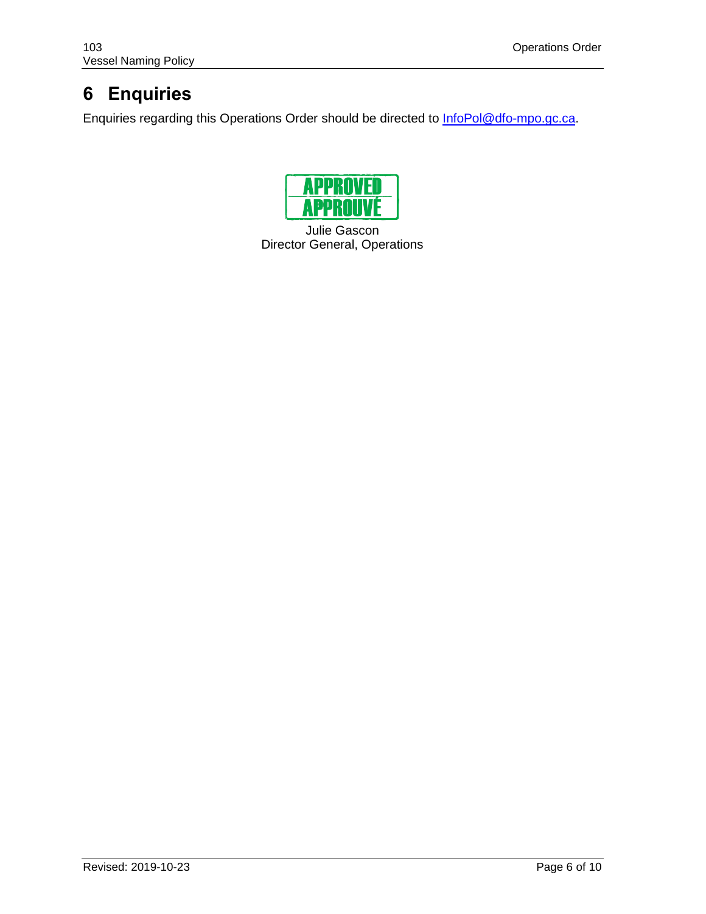# 6 Enquiries

Enquiries regarding this Operations Order should be directed to InfoPol@dfo-mpo.gc.ca.

APPROVED
APPROUVÉ

Julie Gascon
Director General, Operations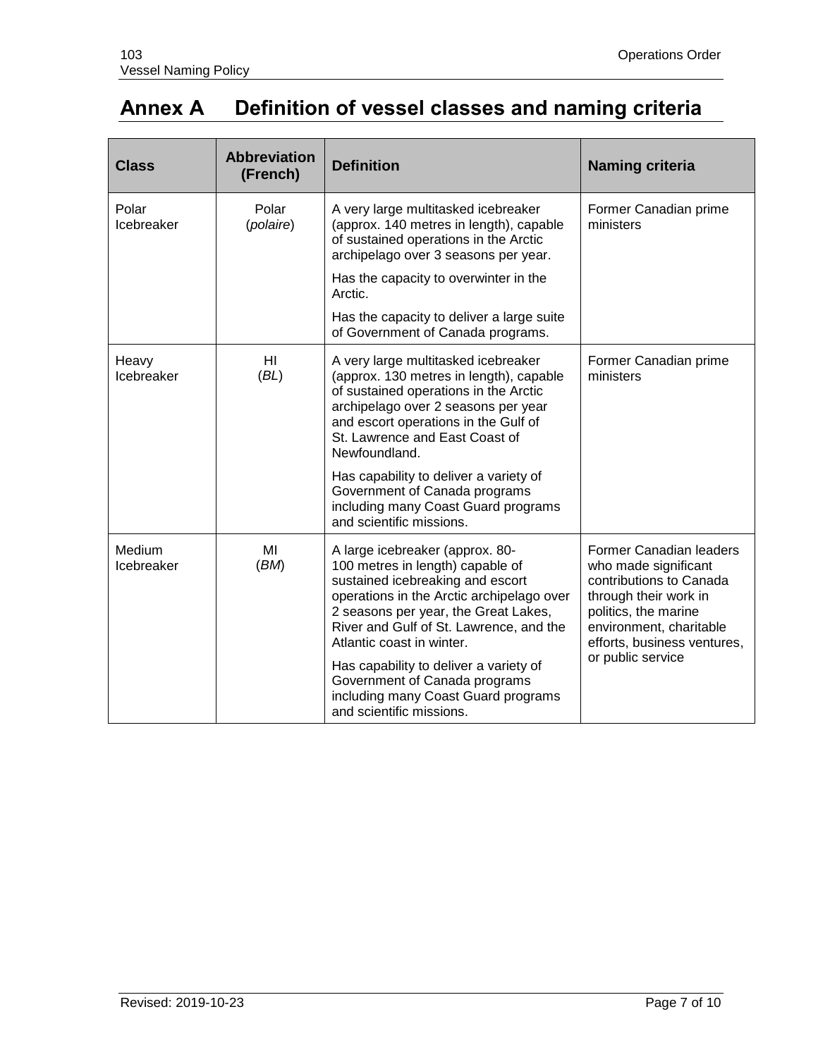# Annex A Definition of vessel classes and naming criteria

| Class | Abbreviation (French) | Definition | Naming criteria |
|---|---|---|---|
| Polar Icebreaker | Polar (*polaire*) | A very large multitasked icebreaker (approx. 140 metres in length), capable of sustained operations in the Arctic archipelago over 3 seasons per year.<br><br>Has the capacity to overwinter in the Arctic.<br><br>Has the capacity to deliver a large suite of Government of Canada programs. | Former Canadian prime ministers |
| Heavy Icebreaker | HI (*BL*) | A very large multitasked icebreaker (approx. 130 metres in length), capable of sustained operations in the Arctic archipelago over 2 seasons per year and escort operations in the Gulf of St. Lawrence and East Coast of Newfoundland.<br><br>Has capability to deliver a variety of Government of Canada programs including many Coast Guard programs and scientific missions. | Former Canadian prime ministers |
| Medium Icebreaker | MI (*BM*) | A large icebreaker (approx. 80-100 metres in length) capable of sustained icebreaking and escort operations in the Arctic archipelago over 2 seasons per year, the Great Lakes, River and Gulf of St. Lawrence, and the Atlantic coast in winter.<br><br>Has capability to deliver a variety of Government of Canada programs including many Coast Guard programs and scientific missions. | Former Canadian leaders who made significant contributions to Canada through their work in politics, the marine environment, charitable efforts, business ventures, or public service |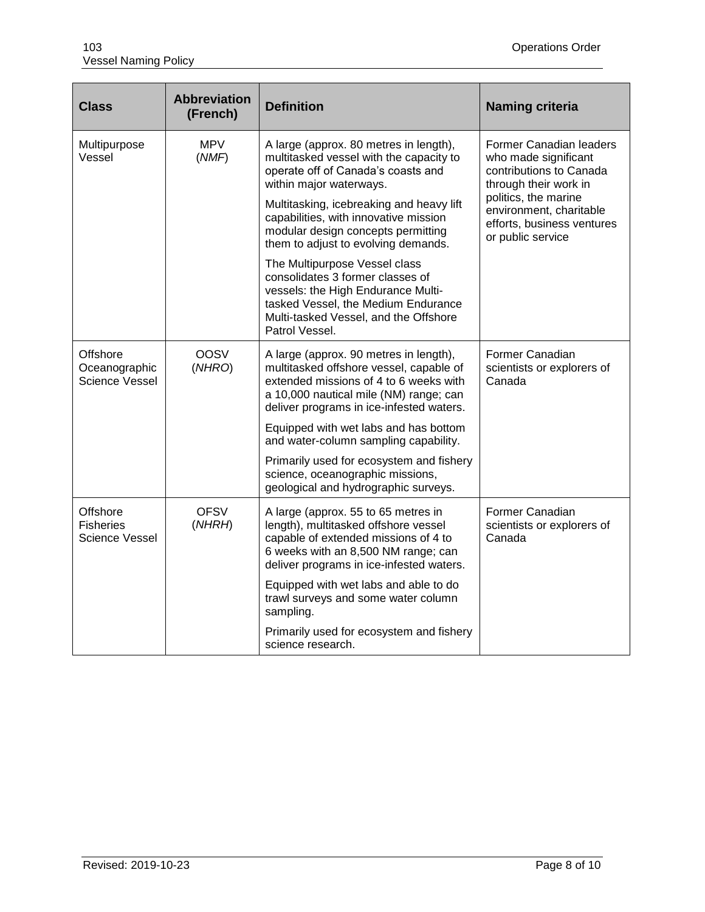| Class | Abbreviation (French) | Definition | Naming criteria |
|---|---|---|---|
| Multipurpose Vessel | MPV (*NMF*) | A large (approx. 80 metres in length), multitasked vessel with the capacity to operate off of Canada's coasts and within major waterways.<br><br>Multitasking, icebreaking and heavy lift capabilities, with innovative mission modular design concepts permitting them to adjust to evolving demands.<br><br>The Multipurpose Vessel class consolidates 3 former classes of vessels: the High Endurance Multi-tasked Vessel, the Medium Endurance Multi-tasked Vessel, and the Offshore Patrol Vessel. | Former Canadian leaders who made significant contributions to Canada through their work in politics, the marine environment, charitable efforts, business ventures or public service |
| Offshore Oceanographic Science Vessel | OOSV (*NHRO*) | A large (approx. 90 metres in length), multitasked offshore vessel, capable of extended missions of 4 to 6 weeks with a 10,000 nautical mile (NM) range; can deliver programs in ice-infested waters.<br><br>Equipped with wet labs and has bottom and water-column sampling capability.<br><br>Primarily used for ecosystem and fishery science, oceanographic missions, geological and hydrographic surveys. | Former Canadian scientists or explorers of Canada |
| Offshore Fisheries Science Vessel | OFSV (*NHRH*) | A large (approx. 55 to 65 metres in length), multitasked offshore vessel capable of extended missions of 4 to 6 weeks with an 8,500 NM range; can deliver programs in ice-infested waters.<br><br>Equipped with wet labs and able to do trawl surveys and some water column sampling.<br><br>Primarily used for ecosystem and fishery science research. | Former Canadian scientists or explorers of Canada |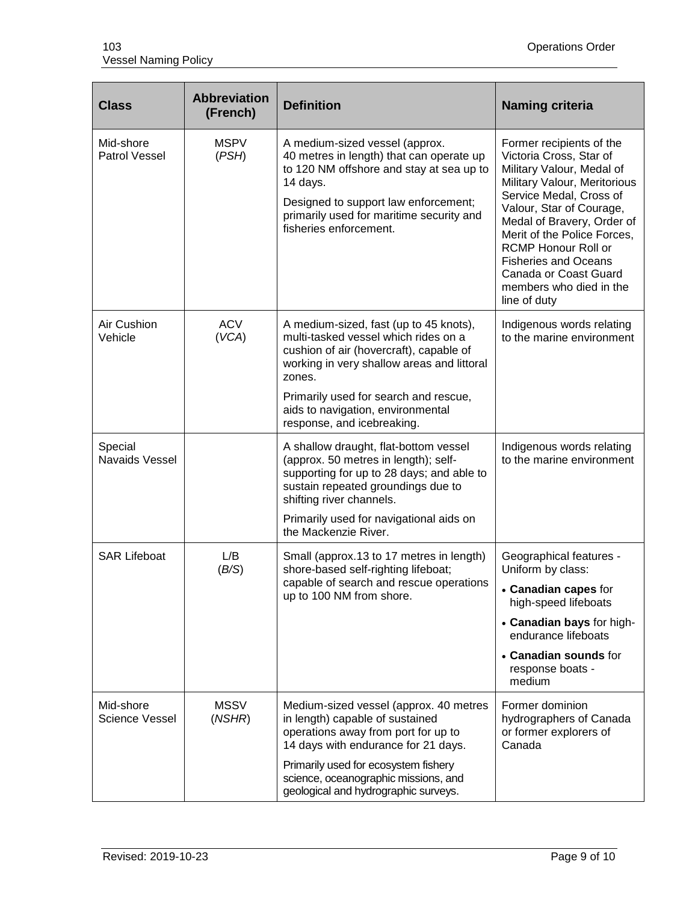| Class | Abbreviation (French) | Definition | Naming criteria |
|---|---|---|---|
| Mid-shore Patrol Vessel | MSPV (*PSH*) | A medium-sized vessel (approx. 40 metres in length) that can operate up to 120 NM offshore and stay at sea up to 14 days.<br><br>Designed to support law enforcement; primarily used for maritime security and fisheries enforcement. | Former recipients of the Victoria Cross, Star of Military Valour, Medal of Military Valour, Meritorious Service Medal, Cross of Valour, Star of Courage, Medal of Bravery, Order of Merit of the Police Forces, RCMP Honour Roll or Fisheries and Oceans Canada or Coast Guard members who died in the line of duty |
| Air Cushion Vehicle | ACV (*VCA*) | A medium-sized, fast (up to 45 knots), multi-tasked vessel which rides on a cushion of air (hovercraft), capable of working in very shallow areas and littoral zones.<br><br>Primarily used for search and rescue, aids to navigation, environmental response, and icebreaking. | Indigenous words relating to the marine environment |
| Special Navaids Vessel | | A shallow draught, flat-bottom vessel (approx. 50 metres in length); self-supporting for up to 28 days; and able to sustain repeated groundings due to shifting river channels.<br><br>Primarily used for navigational aids on the Mackenzie River. | Indigenous words relating to the marine environment |
| SAR Lifeboat | L/B (*B/S*) | Small (approx.13 to 17 metres in length) shore-based self-righting lifeboat; capable of search and rescue operations up to 100 NM from shore. | Geographical features - Uniform by class:<br>• **Canadian capes** for high-speed lifeboats<br>• **Canadian bays** for high-endurance lifeboats<br>• **Canadian sounds** for response boats - medium |
| Mid-shore Science Vessel | MSSV (*NSHR*) | Medium-sized vessel (approx. 40 metres in length) capable of sustained operations away from port for up to 14 days with endurance for 21 days.<br><br>Primarily used for ecosystem fishery science, oceanographic missions, and geological and hydrographic surveys. | Former dominion hydrographers of Canada or former explorers of Canada |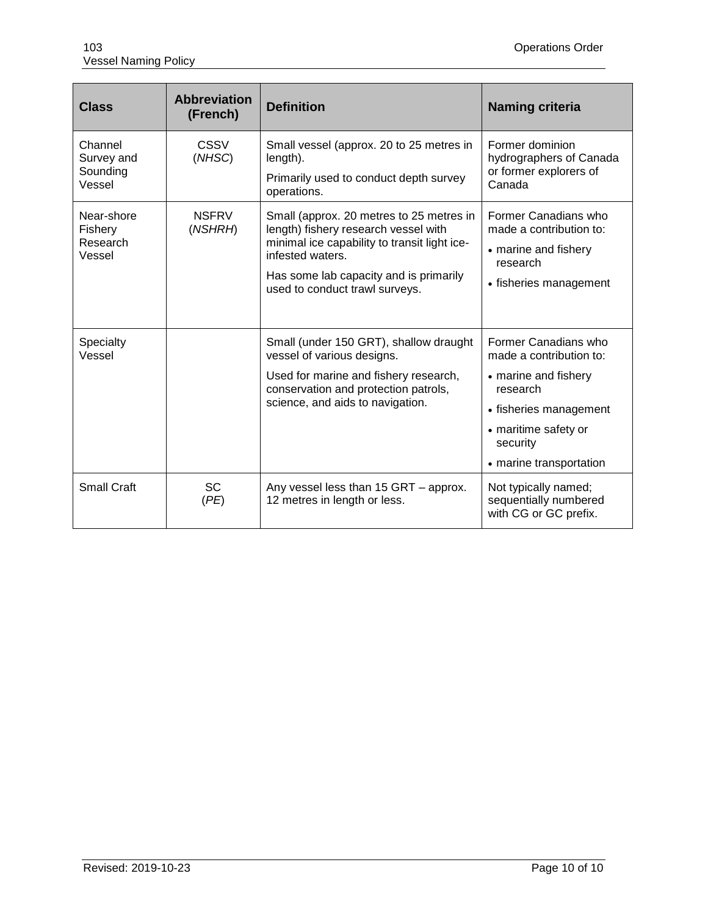| Class | Abbreviation (French) | Definition | Naming criteria |
|---|---|---|---|
| Channel Survey and Sounding Vessel | CSSV (*NHSC*) | Small vessel (approx. 20 to 25 metres in length).<br>Primarily used to conduct depth survey operations. | Former dominion hydrographers of Canada or former explorers of Canada |
| Near-shore Fishery Research Vessel | NSFRV (*NSHRH*) | Small (approx. 20 metres to 25 metres in length) fishery research vessel with minimal ice capability to transit light ice-infested waters.<br>Has some lab capacity and is primarily used to conduct trawl surveys. | Former Canadians who made a contribution to:<br>• marine and fishery research<br>• fisheries management |
| Specialty Vessel | | Small (under 150 GRT), shallow draught vessel of various designs.<br>Used for marine and fishery research, conservation and protection patrols, science, and aids to navigation. | Former Canadians who made a contribution to:<br>• marine and fishery research<br>• fisheries management<br>• maritime safety or security<br>• marine transportation |
| Small Craft | SC (*PE*) | Any vessel less than 15 GRT – approx. 12 metres in length or less. | Not typically named; sequentially numbered with CG or GC prefix. |